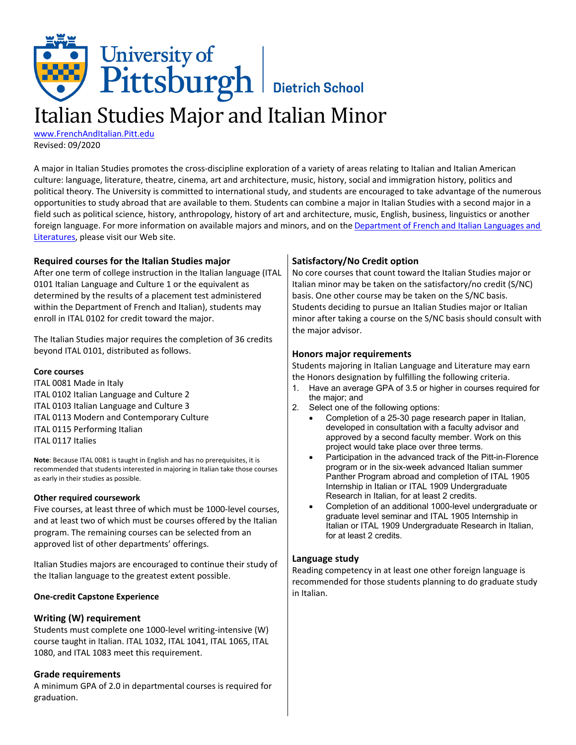# Italian Studies Major and Italian Minor

www.FrenchAndItalian.Pitt.edu
Revised: 09/2020

A major in Italian Studies promotes the cross-discipline exploration of a variety of areas relating to Italian and Italian American culture: language, literature, theatre, cinema, art and architecture, music, history, social and immigration history, politics and political theory. The University is committed to international study, and students are encouraged to take advantage of the numerous opportunities to study abroad that are available to them. Students can combine a major in Italian Studies with a second major in a field such as political science, history, anthropology, history of art and architecture, music, English, business, linguistics or another foreign language. For more information on available majors and minors, and on the Department of French and Italian Languages and Literatures, please visit our Web site.

## Required courses for the Italian Studies major

After one term of college instruction in the Italian language (ITAL 0101 Italian Language and Culture 1 or the equivalent as determined by the results of a placement test administered within the Department of French and Italian), students may enroll in ITAL 0102 for credit toward the major.

The Italian Studies major requires the completion of 36 credits beyond ITAL 0101, distributed as follows.

### Core courses

ITAL 0081 Made in Italy
ITAL 0102 Italian Language and Culture 2
ITAL 0103 Italian Language and Culture 3
ITAL 0113 Modern and Contemporary Culture
ITAL 0115 Performing Italian
ITAL 0117 Italies

**Note**: Because ITAL 0081 is taught in English and has no prerequisites, it is recommended that students interested in majoring in Italian take those courses as early in their studies as possible.

### Other required coursework

Five courses, at least three of which must be 1000-level courses, and at least two of which must be courses offered by the Italian program. The remaining courses can be selected from an approved list of other departments' offerings.

Italian Studies majors are encouraged to continue their study of the Italian language to the greatest extent possible.

### One-credit Capstone Experience

## Writing (W) requirement

Students must complete one 1000-level writing-intensive (W) course taught in Italian. ITAL 1032, ITAL 1041, ITAL 1065, ITAL 1080, and ITAL 1083 meet this requirement.

## Grade requirements

A minimum GPA of 2.0 in departmental courses is required for graduation.

## Satisfactory/No Credit option

No core courses that count toward the Italian Studies major or Italian minor may be taken on the satisfactory/no credit (S/NC) basis. One other course may be taken on the S/NC basis. Students deciding to pursue an Italian Studies major or Italian minor after taking a course on the S/NC basis should consult with the major advisor.

## Honors major requirements

Students majoring in Italian Language and Literature may earn the Honors designation by fulfilling the following criteria.

1. Have an average GPA of 3.5 or higher in courses required for the major; and
2. Select one of the following options:
   - Completion of a 25-30 page research paper in Italian, developed in consultation with a faculty advisor and approved by a second faculty member. Work on this project would take place over three terms.
   - Participation in the advanced track of the Pitt-in-Florence program or in the six-week advanced Italian summer Panther Program abroad and completion of ITAL 1905 Internship in Italian or ITAL 1909 Undergraduate Research in Italian, for at least 2 credits.
   - Completion of an additional 1000-level undergraduate or graduate level seminar and ITAL 1905 Internship in Italian or ITAL 1909 Undergraduate Research in Italian, for at least 2 credits.

## Language study

Reading competency in at least one other foreign language is recommended for those students planning to do graduate study in Italian.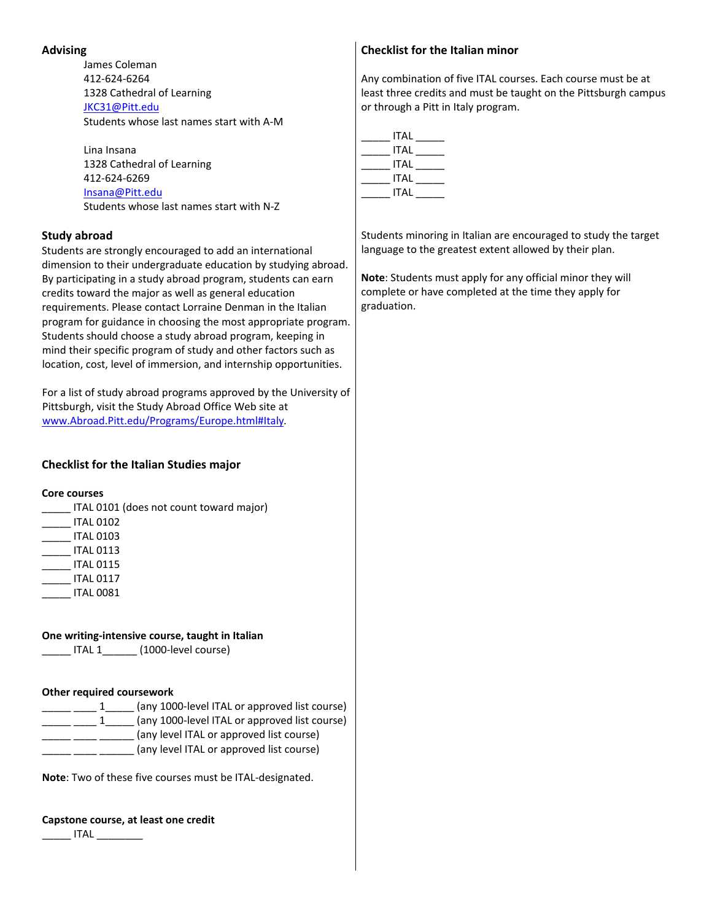## Advising

James Coleman
412-624-6264
1328 Cathedral of Learning
JKC31@Pitt.edu
Students whose last names start with A-M

Lina Insana
1328 Cathedral of Learning
412-624-6269
Insana@Pitt.edu
Students whose last names start with N-Z

## Study abroad

Students are strongly encouraged to add an international dimension to their undergraduate education by studying abroad. By participating in a study abroad program, students can earn credits toward the major as well as general education requirements. Please contact Lorraine Denman in the Italian program for guidance in choosing the most appropriate program. Students should choose a study abroad program, keeping in mind their specific program of study and other factors such as location, cost, level of immersion, and internship opportunities.

For a list of study abroad programs approved by the University of Pittsburgh, visit the Study Abroad Office Web site at www.Abroad.Pitt.edu/Programs/Europe.html#Italy.

## Checklist for the Italian Studies major

**Core courses**

_____ ITAL 0101 (does not count toward major)
_____ ITAL 0102
_____ ITAL 0103
_____ ITAL 0113
_____ ITAL 0115
_____ ITAL 0117
_____ ITAL 0081

**One writing-intensive course, taught in Italian**

_____ ITAL 1______ (1000-level course)

**Other required coursework**

_____ ____ 1_____ (any 1000-level ITAL or approved list course)
_____ ____ 1_____ (any 1000-level ITAL or approved list course)
_____ ____ ______ (any level ITAL or approved list course)
_____ ____ ______ (any level ITAL or approved list course)

**Note**: Two of these five courses must be ITAL-designated.

**Capstone course, at least one credit**

_____ ITAL ________

## Checklist for the Italian minor

Any combination of five ITAL courses. Each course must be at least three credits and must be taught on the Pittsburgh campus or through a Pitt in Italy program.

_____ ITAL _____
_____ ITAL _____
_____ ITAL _____
_____ ITAL _____
_____ ITAL _____

Students minoring in Italian are encouraged to study the target language to the greatest extent allowed by their plan.

**Note**: Students must apply for any official minor they will complete or have completed at the time they apply for graduation.